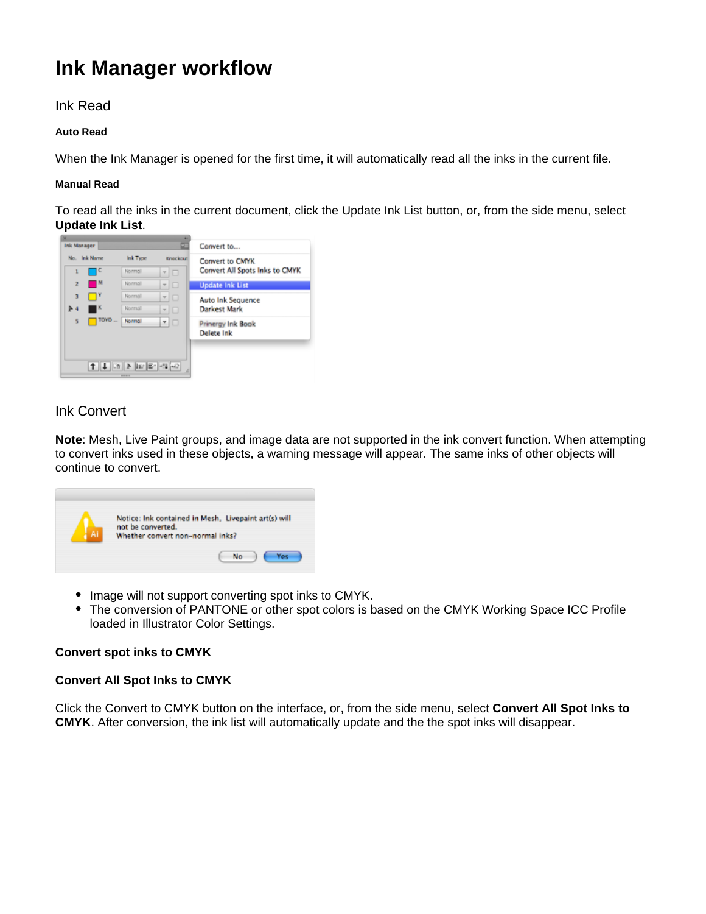# Ink Manager workflow

## Ink Read

#### Auto Read

When the Ink Manager is opened for the first time, it will automatically read all the inks in the current file.

#### Manual Read

To read all the inks in the current document, click the Update Ink List button, or, from the side menu, select **Update Ink List**.

## Ink Convert

**Note**: Mesh, Live Paint groups, and image data are not supported in the ink convert function. When attempting to convert inks used in these objects, a warning message will appear. The same inks of other objects will continue to convert.

- Image will not support converting spot inks to CMYK.
- The conversion of PANTONE or other spot colors is based on the CMYK Working Space ICC Profile loaded in Illustrator Color Settings.

### Convert spot inks to CMYK

### Convert All Spot Inks to CMYK

Click the Convert to CMYK button on the interface, or, from the side menu, select **Convert All Spot Inks to CMYK**. After conversion, the ink list will automatically update and the the spot inks will disappear.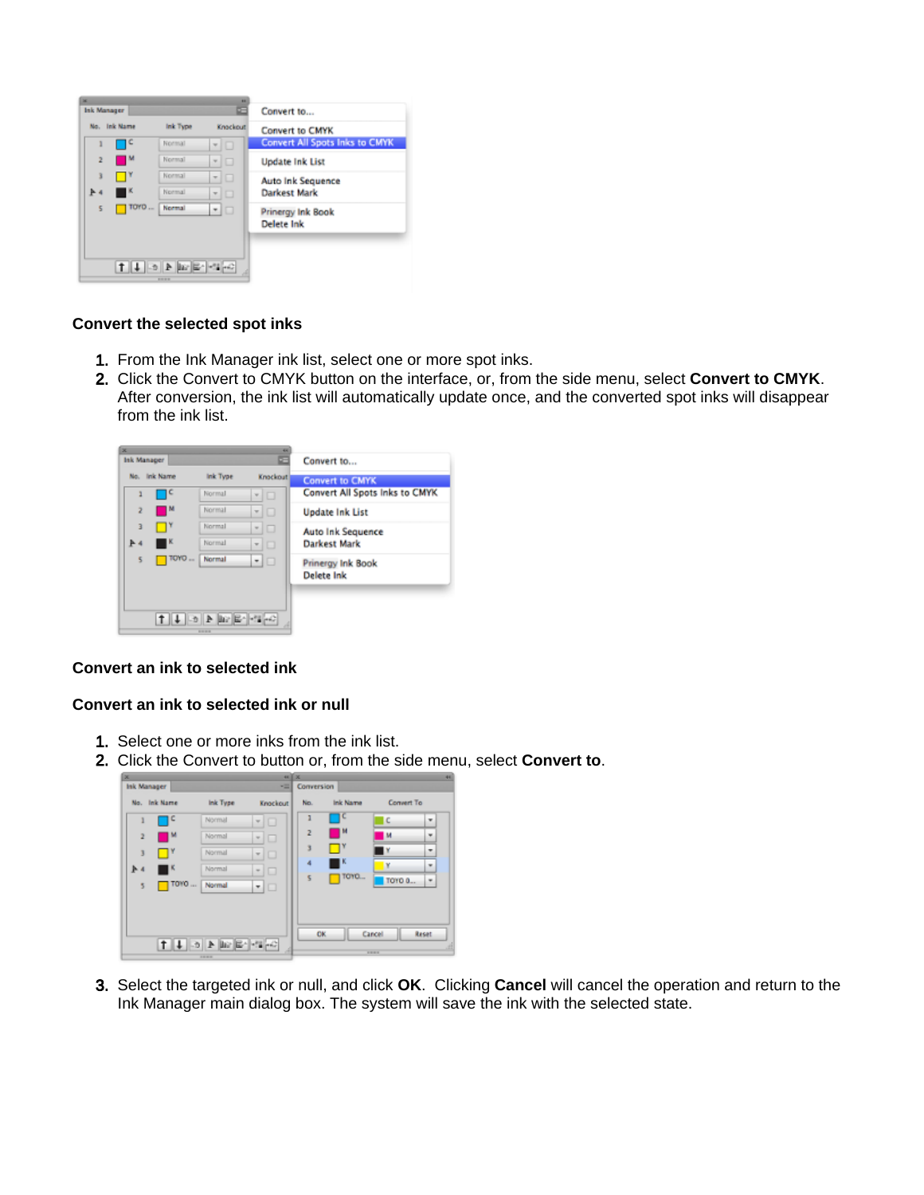### Convert the selected spot inks

1. From the Ink Manager ink list, select one or more spot inks.
2. Click the Convert to CMYK button on the interface, or, from the side menu, select **Convert to CMYK**. After conversion, the ink list will automatically update once, and the converted spot inks will disappear from the ink list.

### Convert an ink to selected ink

### Convert an ink to selected ink or null

1. Select one or more inks from the ink list.
2. Click the Convert to button or, from the side menu, select **Convert to**.
3. Select the targeted ink or null, and click **OK**. Clicking **Cancel** will cancel the operation and return to the Ink Manager main dialog box. The system will save the ink with the selected state.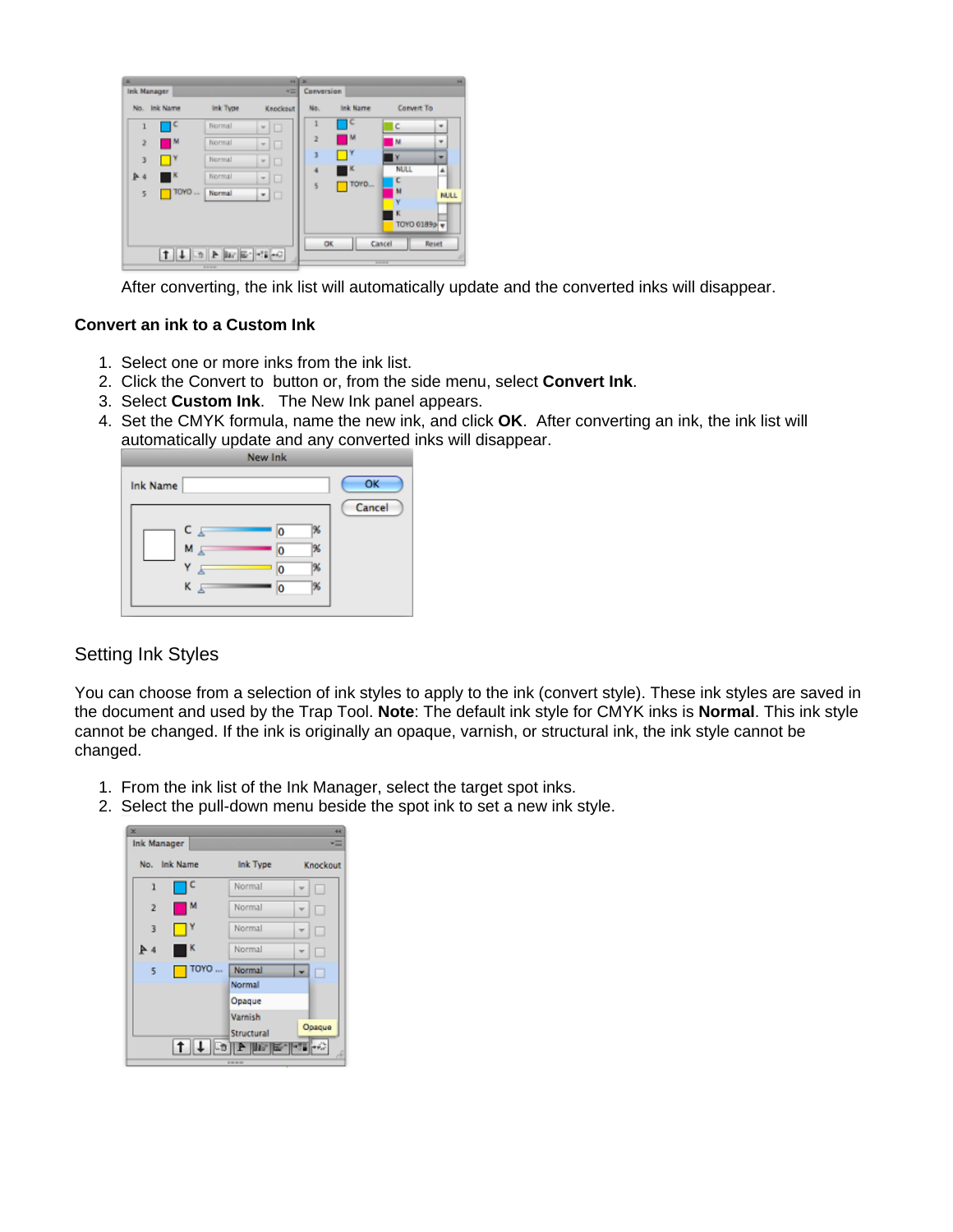After converting, the ink list will automatically update and the converted inks will disappear.

**Convert an ink to a Custom Ink**

1. Select one or more inks from the ink list.
2. Click the Convert to button or, from the side menu, select **Convert Ink**.
3. Select **Custom Ink**. The New Ink panel appears.
4. Set the CMYK formula, name the new ink, and click **OK**. After converting an ink, the ink list will automatically update and any converted inks will disappear.

## Setting Ink Styles

You can choose from a selection of ink styles to apply to the ink (convert style). These ink styles are saved in the document and used by the Trap Tool. **Note**: The default ink style for CMYK inks is **Normal**. This ink style cannot be changed. If the ink is originally an opaque, varnish, or structural ink, the ink style cannot be changed.

1. From the ink list of the Ink Manager, select the target spot inks.
2. Select the pull-down menu beside the spot ink to set a new ink style.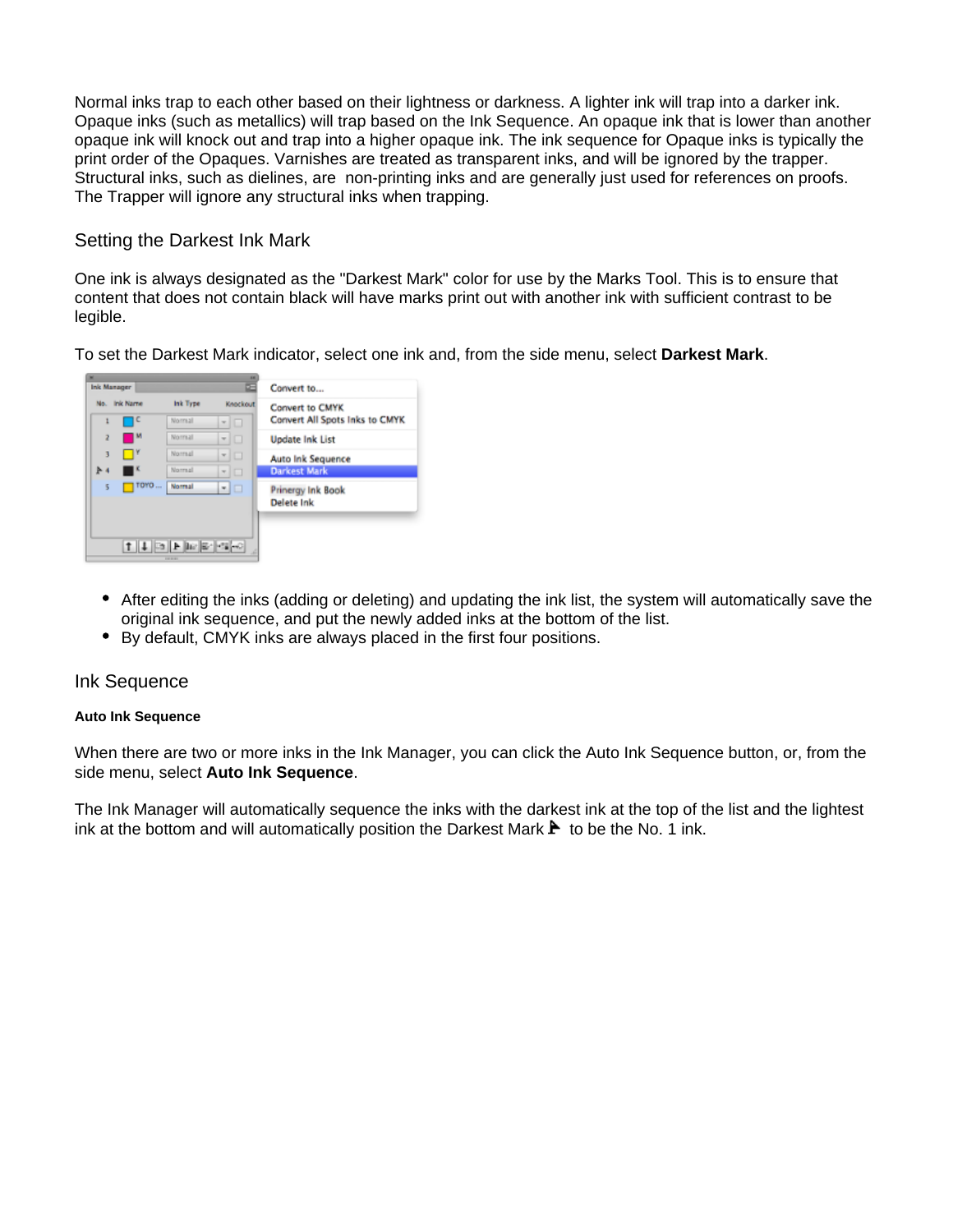Normal inks trap to each other based on their lightness or darkness. A lighter ink will trap into a darker ink. Opaque inks (such as metallics) will trap based on the Ink Sequence. An opaque ink that is lower than another opaque ink will knock out and trap into a higher opaque ink. The ink sequence for Opaque inks is typically the print order of the Opaques. Varnishes are treated as transparent inks, and will be ignored by the trapper. Structural inks, such as dielines, are non-printing inks and are generally just used for references on proofs. The Trapper will ignore any structural inks when trapping.

## Setting the Darkest Ink Mark

One ink is always designated as the "Darkest Mark" color for use by the Marks Tool. This is to ensure that content that does not contain black will have marks print out with another ink with sufficient contrast to be legible.

To set the Darkest Mark indicator, select one ink and, from the side menu, select **Darkest Mark**.

- After editing the inks (adding or deleting) and updating the ink list, the system will automatically save the original ink sequence, and put the newly added inks at the bottom of the list.
- By default, CMYK inks are always placed in the first four positions.

## Ink Sequence

#### Auto Ink Sequence

When there are two or more inks in the Ink Manager, you can click the Auto Ink Sequence button, or, from the side menu, select **Auto Ink Sequence**.

The Ink Manager will automatically sequence the inks with the darkest ink at the top of the list and the lightest ink at the bottom and will automatically position the Darkest Mark to be the No. 1 ink.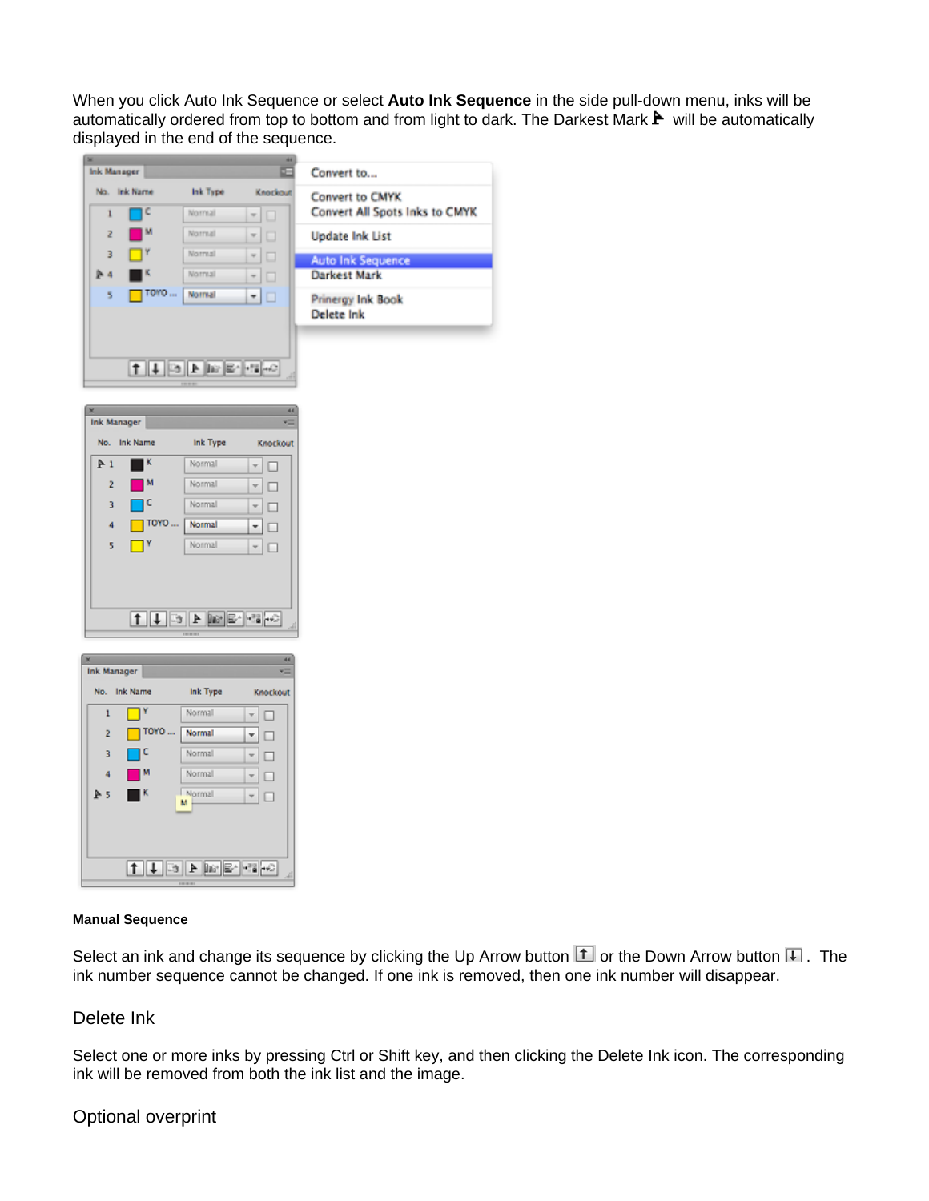When you click Auto Ink Sequence or select **Auto Ink Sequence** in the side pull-down menu, inks will be automatically ordered from top to bottom and from light to dark. The Darkest Mark will be automatically displayed in the end of the sequence.

#### Manual Sequence

Select an ink and change its sequence by clicking the Up Arrow button or the Down Arrow button. The ink number sequence cannot be changed. If one ink is removed, then one ink number will disappear.

## Delete Ink

Select one or more inks by pressing Ctrl or Shift key, and then clicking the Delete Ink icon. The corresponding ink will be removed from both the ink list and the image.

## Optional overprint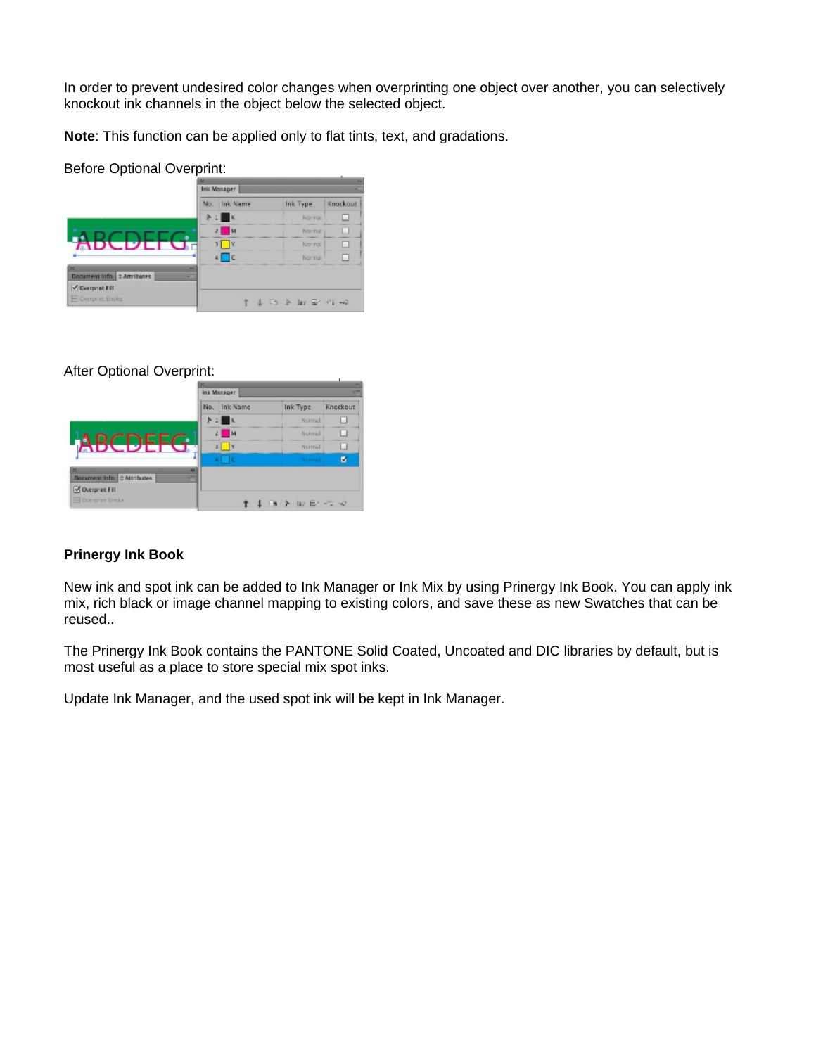In order to prevent undesired color changes when overprinting one object over another, you can selectively knockout ink channels in the object below the selected object.

**Note**: This function can be applied only to flat tints, text, and gradations.

Before Optional Overprint:

After Optional Overprint:

**Prinergy Ink Book**

New ink and spot ink can be added to Ink Manager or Ink Mix by using Prinergy Ink Book. You can apply ink mix, rich black or image channel mapping to existing colors, and save these as new Swatches that can be reused..

The Prinergy Ink Book contains the PANTONE Solid Coated, Uncoated and DIC libraries by default, but is most useful as a place to store special mix spot inks.

Update Ink Manager, and the used spot ink will be kept in Ink Manager.